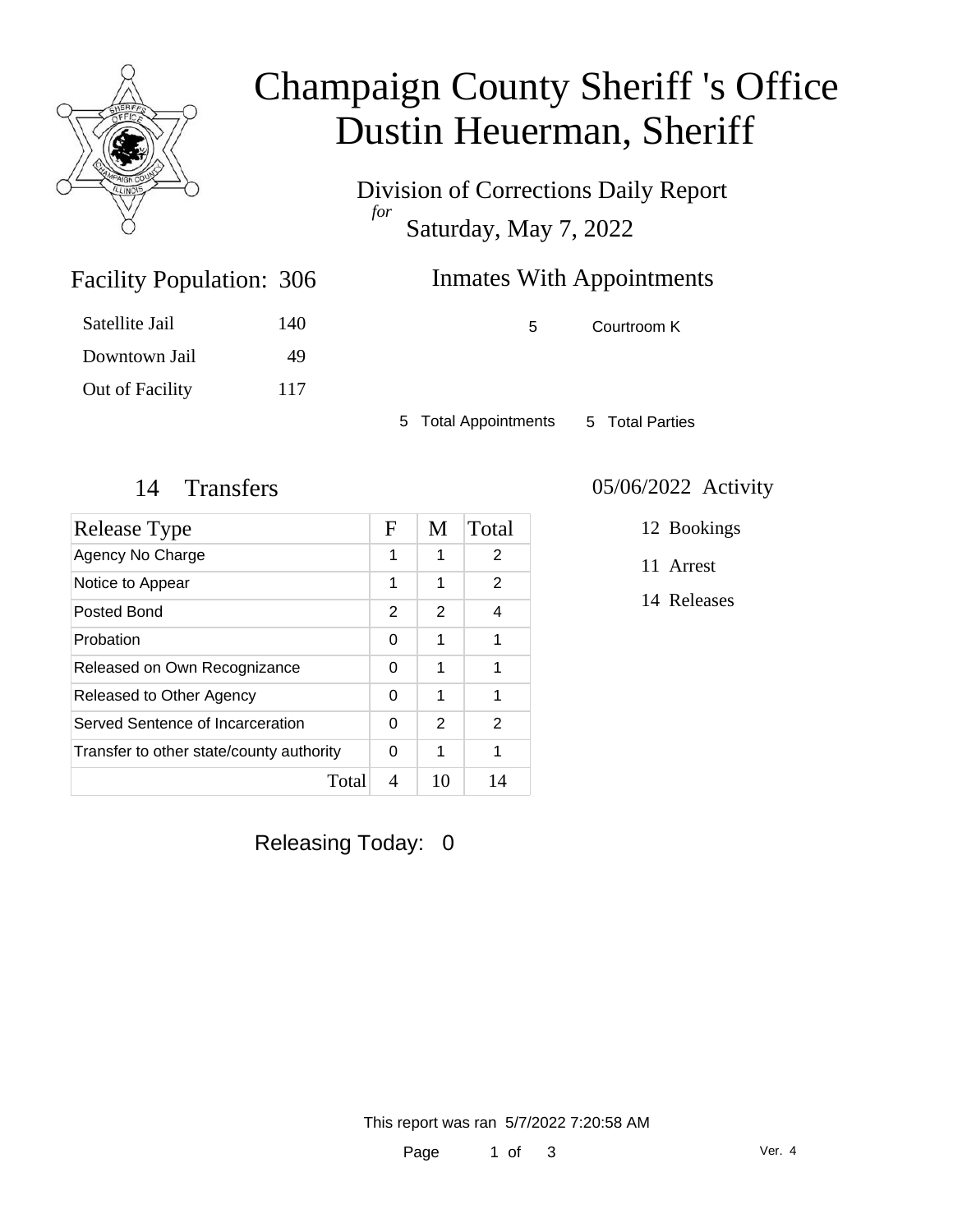# Champaign County Sheriff 's Office
# Dustin Heuerman, Sheriff

Division of Corrections Daily Report
*for*
Saturday, May 7, 2022

## Facility Population: 306

| | |
|---|---|
| Satellite Jail | 140 |
| Downtown Jail | 49 |
| Out of Facility | 117 |

## Inmates With Appointments

| | |
|---|---|
| 5 | Courtroom K |

5 Total Appointments 5 Total Parties

## 14 Transfers

| Release Type | F | M | Total |
|---|---|---|---|
| Agency No Charge | 1 | 1 | 2 |
| Notice to Appear | 1 | 1 | 2 |
| Posted Bond | 2 | 2 | 4 |
| Probation | 0 | 1 | 1 |
| Released on Own Recognizance | 0 | 1 | 1 |
| Released to Other Agency | 0 | 1 | 1 |
| Served Sentence of Incarceration | 0 | 2 | 2 |
| Transfer to other state/county authority | 0 | 1 | 1 |
| Total | 4 | 10 | 14 |

## 05/06/2022 Activity

- 12 Bookings
- 11 Arrest
- 14 Releases

Releasing Today: 0

This report was ran 5/7/2022 7:20:58 AM

Ver. 4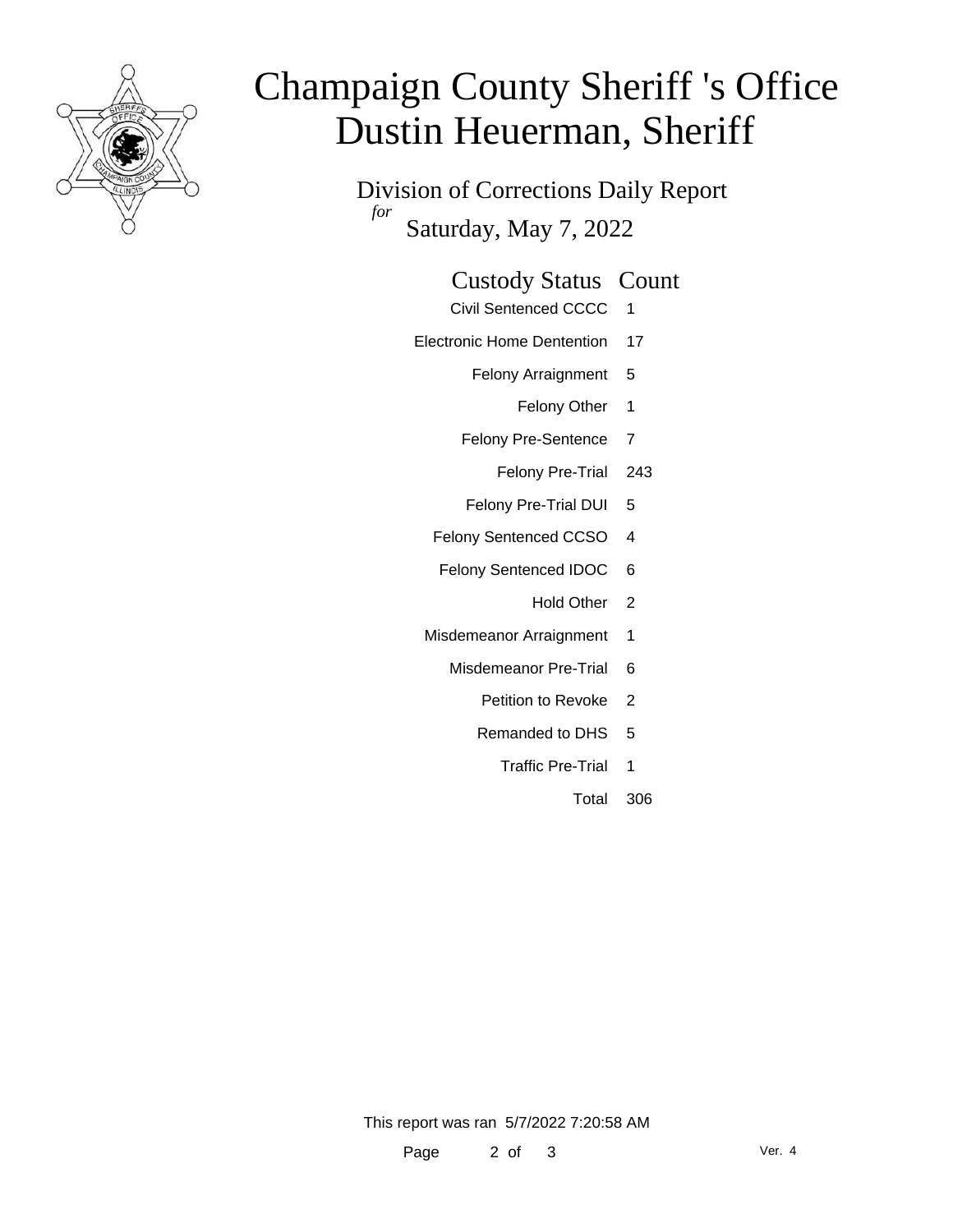# Champaign County Sheriff 's Office
# Dustin Heuerman, Sheriff

## Division of Corrections Daily Report
*for*
## Saturday, May 7, 2022

| Custody Status | Count |
|---|---|
| Civil Sentenced CCCC | 1 |
| Electronic Home Dentention | 17 |
| Felony Arraignment | 5 |
| Felony Other | 1 |
| Felony Pre-Sentence | 7 |
| Felony Pre-Trial | 243 |
| Felony Pre-Trial DUI | 5 |
| Felony Sentenced CCSO | 4 |
| Felony Sentenced IDOC | 6 |
| Hold Other | 2 |
| Misdemeanor Arraignment | 1 |
| Misdemeanor Pre-Trial | 6 |
| Petition to Revoke | 2 |
| Remanded to DHS | 5 |
| Traffic Pre-Trial | 1 |
| Total | 306 |

This report was ran 5/7/2022 7:20:58 AM

Ver. 4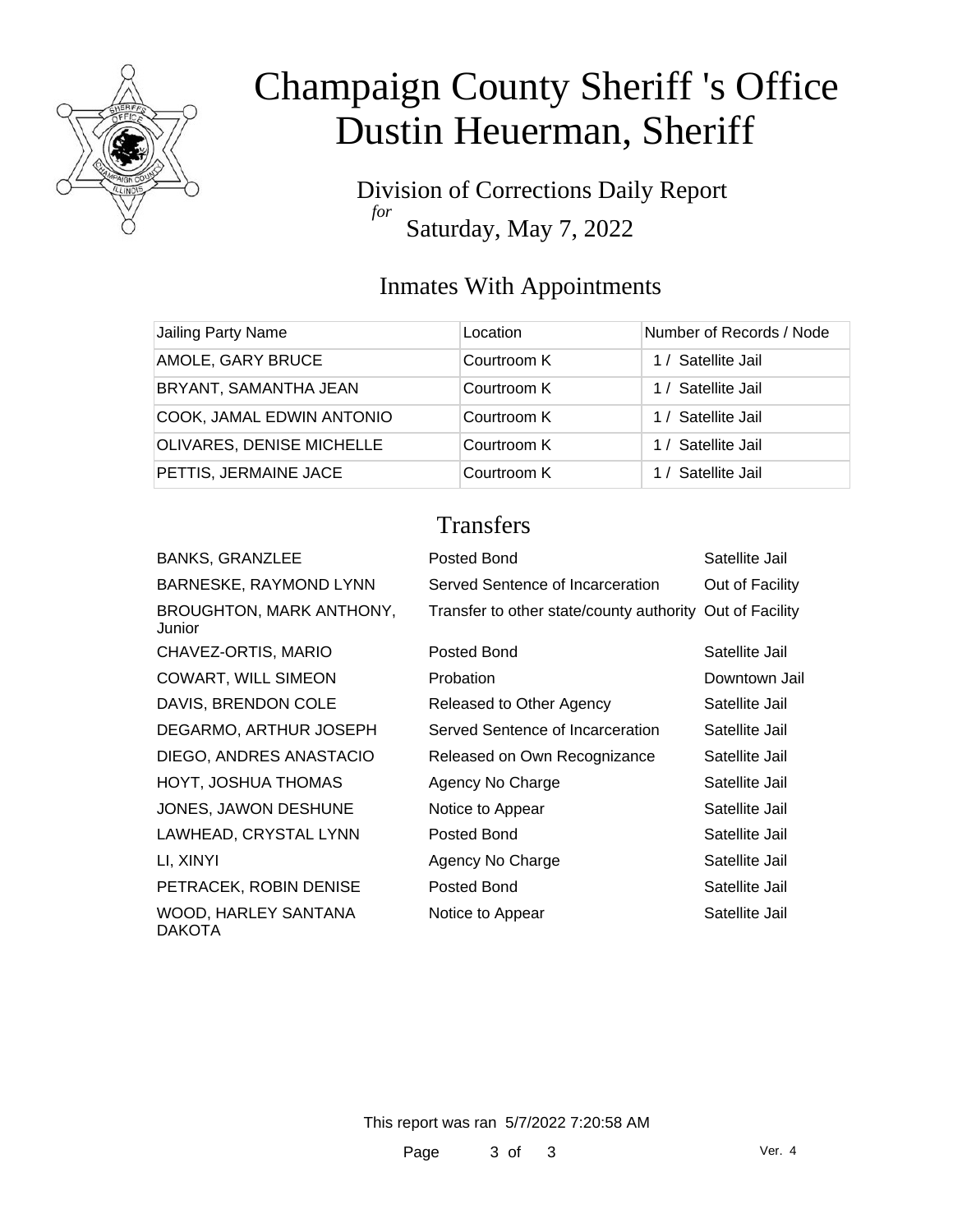# Champaign County Sheriff 's Office
# Dustin Heuerman, Sheriff

Division of Corrections Daily Report
*for*
Saturday, May 7, 2022

## Inmates With Appointments

| Jailing Party Name | Location | Number of Records / Node |
|---|---|---|
| AMOLE, GARY BRUCE | Courtroom K | 1 / Satellite Jail |
| BRYANT, SAMANTHA JEAN | Courtroom K | 1 / Satellite Jail |
| COOK, JAMAL EDWIN ANTONIO | Courtroom K | 1 / Satellite Jail |
| OLIVARES, DENISE MICHELLE | Courtroom K | 1 / Satellite Jail |
| PETTIS, JERMAINE JACE | Courtroom K | 1 / Satellite Jail |

## Transfers

| | | |
|---|---|---|
| BANKS, GRANZLEE | Posted Bond | Satellite Jail |
| BARNESKE, RAYMOND LYNN | Served Sentence of Incarceration | Out of Facility |
| BROUGHTON, MARK ANTHONY, Junior | Transfer to other state/county authority | Out of Facility |
| CHAVEZ-ORTIS, MARIO | Posted Bond | Satellite Jail |
| COWART, WILL SIMEON | Probation | Downtown Jail |
| DAVIS, BRENDON COLE | Released to Other Agency | Satellite Jail |
| DEGARMO, ARTHUR JOSEPH | Served Sentence of Incarceration | Satellite Jail |
| DIEGO, ANDRES ANASTACIO | Released on Own Recognizance | Satellite Jail |
| HOYT, JOSHUA THOMAS | Agency No Charge | Satellite Jail |
| JONES, JAWON DESHUNE | Notice to Appear | Satellite Jail |
| LAWHEAD, CRYSTAL LYNN | Posted Bond | Satellite Jail |
| LI, XINYI | Agency No Charge | Satellite Jail |
| PETRACEK, ROBIN DENISE | Posted Bond | Satellite Jail |
| WOOD, HARLEY SANTANA DAKOTA | Notice to Appear | Satellite Jail |

This report was ran 5/7/2022 7:20:58 AM

Ver. 4